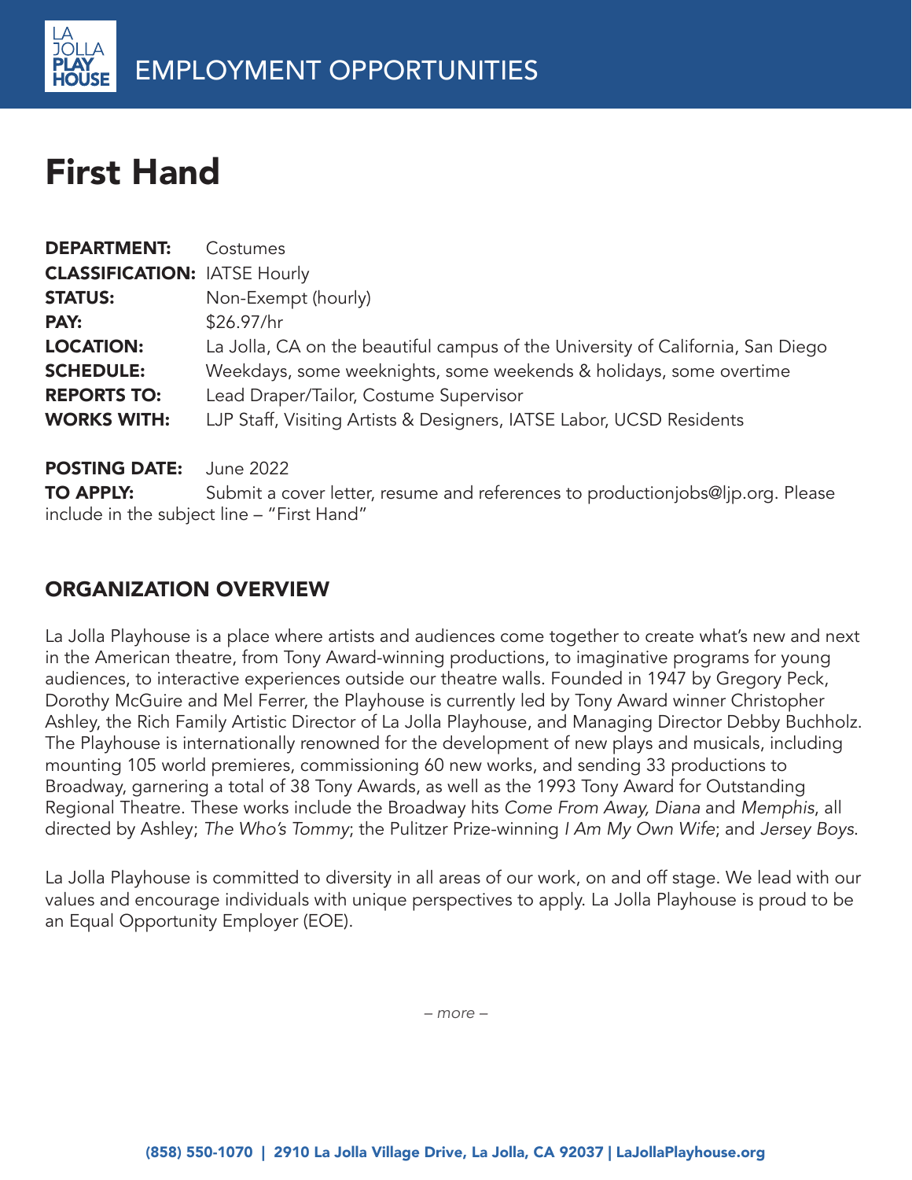# EMPLOYMENT OPPORTUNITIES

# First Hand

**DEPARTMENT:** Costumes
**CLASSIFICATION:** IATSE Hourly
**STATUS:** Non-Exempt (hourly)
**PAY:** $26.97/hr
**LOCATION:** La Jolla, CA on the beautiful campus of the University of California, San Diego
**SCHEDULE:** Weekdays, some weeknights, some weekends & holidays, some overtime
**REPORTS TO:** Lead Draper/Tailor, Costume Supervisor
**WORKS WITH:** LJP Staff, Visiting Artists & Designers, IATSE Labor, UCSD Residents

**POSTING DATE:** June 2022
**TO APPLY:** Submit a cover letter, resume and references to productionjobs@ljp.org. Please include in the subject line – "First Hand"

## ORGANIZATION OVERVIEW

La Jolla Playhouse is a place where artists and audiences come together to create what's new and next in the American theatre, from Tony Award-winning productions, to imaginative programs for young audiences, to interactive experiences outside our theatre walls. Founded in 1947 by Gregory Peck, Dorothy McGuire and Mel Ferrer, the Playhouse is currently led by Tony Award winner Christopher Ashley, the Rich Family Artistic Director of La Jolla Playhouse, and Managing Director Debby Buchholz. The Playhouse is internationally renowned for the development of new plays and musicals, including mounting 105 world premieres, commissioning 60 new works, and sending 33 productions to Broadway, garnering a total of 38 Tony Awards, as well as the 1993 Tony Award for Outstanding Regional Theatre. These works include the Broadway hits *Come From Away*, *Diana* and *Memphis*, all directed by Ashley; *The Who's Tommy*; the Pulitzer Prize-winning *I Am My Own Wife*; and *Jersey Boys*.

La Jolla Playhouse is committed to diversity in all areas of our work, on and off stage. We lead with our values and encourage individuals with unique perspectives to apply. La Jolla Playhouse is proud to be an Equal Opportunity Employer (EOE).

*– more –*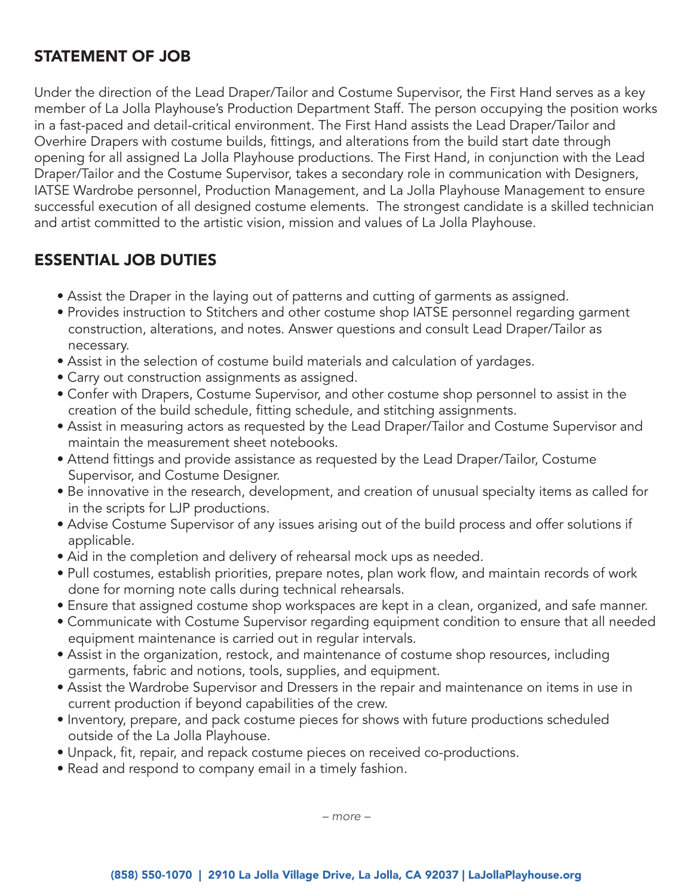## STATEMENT OF JOB

Under the direction of the Lead Draper/Tailor and Costume Supervisor, the First Hand serves as a key member of La Jolla Playhouse's Production Department Staff. The person occupying the position works in a fast-paced and detail-critical environment. The First Hand assists the Lead Draper/Tailor and Overhire Drapers with costume builds, fittings, and alterations from the build start date through opening for all assigned La Jolla Playhouse productions. The First Hand, in conjunction with the Lead Draper/Tailor and the Costume Supervisor, takes a secondary role in communication with Designers, IATSE Wardrobe personnel, Production Management, and La Jolla Playhouse Management to ensure successful execution of all designed costume elements. The strongest candidate is a skilled technician and artist committed to the artistic vision, mission and values of La Jolla Playhouse.

## ESSENTIAL JOB DUTIES

- Assist the Draper in the laying out of patterns and cutting of garments as assigned.
- Provides instruction to Stitchers and other costume shop IATSE personnel regarding garment construction, alterations, and notes. Answer questions and consult Lead Draper/Tailor as necessary.
- Assist in the selection of costume build materials and calculation of yardages.
- Carry out construction assignments as assigned.
- Confer with Drapers, Costume Supervisor, and other costume shop personnel to assist in the creation of the build schedule, fitting schedule, and stitching assignments.
- Assist in measuring actors as requested by the Lead Draper/Tailor and Costume Supervisor and maintain the measurement sheet notebooks.
- Attend fittings and provide assistance as requested by the Lead Draper/Tailor, Costume Supervisor, and Costume Designer.
- Be innovative in the research, development, and creation of unusual specialty items as called for in the scripts for LJP productions.
- Advise Costume Supervisor of any issues arising out of the build process and offer solutions if applicable.
- Aid in the completion and delivery of rehearsal mock ups as needed.
- Pull costumes, establish priorities, prepare notes, plan work flow, and maintain records of work done for morning note calls during technical rehearsals.
- Ensure that assigned costume shop workspaces are kept in a clean, organized, and safe manner.
- Communicate with Costume Supervisor regarding equipment condition to ensure that all needed equipment maintenance is carried out in regular intervals.
- Assist in the organization, restock, and maintenance of costume shop resources, including garments, fabric and notions, tools, supplies, and equipment.
- Assist the Wardrobe Supervisor and Dressers in the repair and maintenance on items in use in current production if beyond capabilities of the crew.
- Inventory, prepare, and pack costume pieces for shows with future productions scheduled outside of the La Jolla Playhouse.
- Unpack, fit, repair, and repack costume pieces on received co-productions.
- Read and respond to company email in a timely fashion.

*– more –*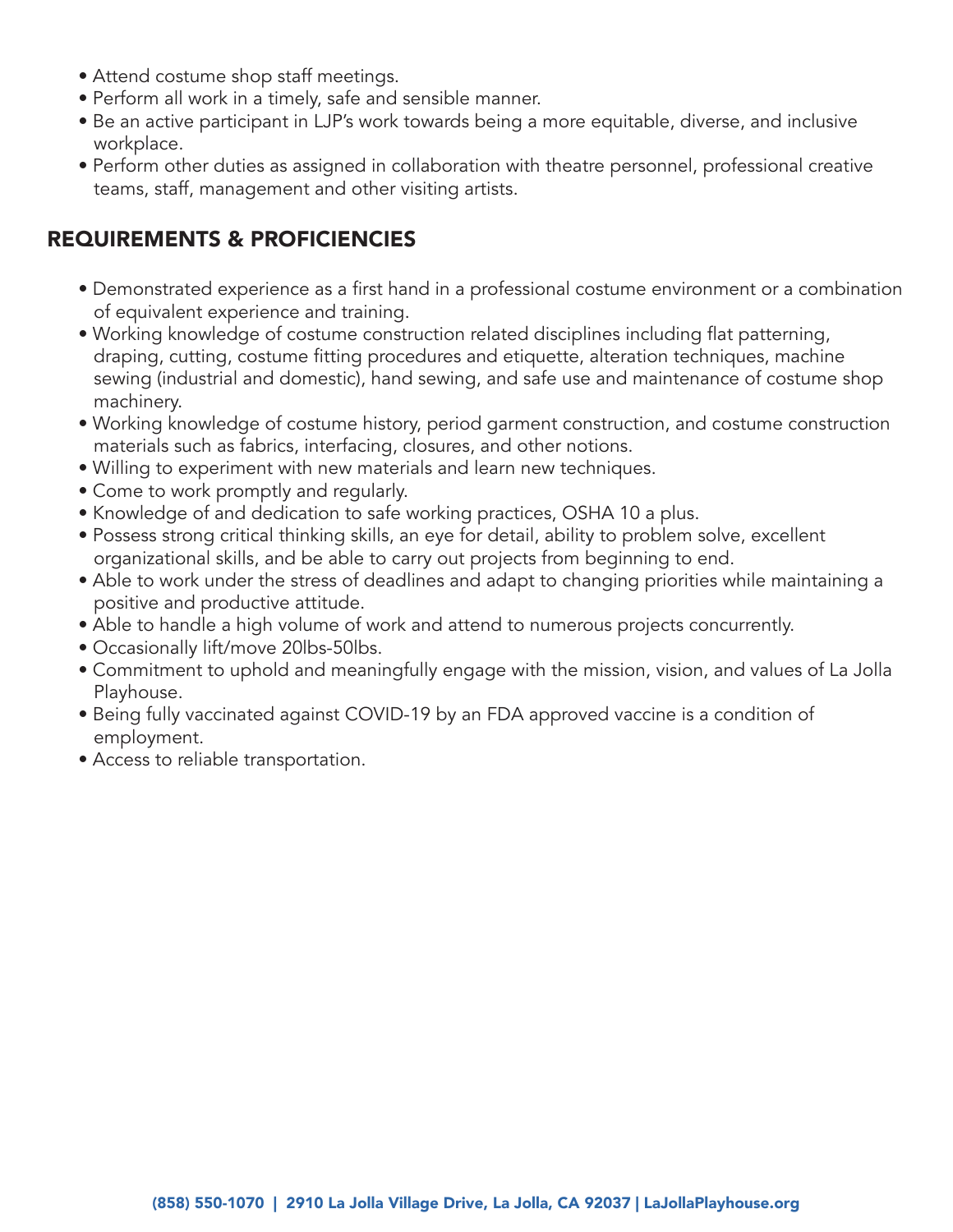- Attend costume shop staff meetings.
- Perform all work in a timely, safe and sensible manner.
- Be an active participant in LJP's work towards being a more equitable, diverse, and inclusive workplace.
- Perform other duties as assigned in collaboration with theatre personnel, professional creative teams, staff, management and other visiting artists.

## REQUIREMENTS & PROFICIENCIES

- Demonstrated experience as a first hand in a professional costume environment or a combination of equivalent experience and training.
- Working knowledge of costume construction related disciplines including flat patterning, draping, cutting, costume fitting procedures and etiquette, alteration techniques, machine sewing (industrial and domestic), hand sewing, and safe use and maintenance of costume shop machinery.
- Working knowledge of costume history, period garment construction, and costume construction materials such as fabrics, interfacing, closures, and other notions.
- Willing to experiment with new materials and learn new techniques.
- Come to work promptly and regularly.
- Knowledge of and dedication to safe working practices, OSHA 10 a plus.
- Possess strong critical thinking skills, an eye for detail, ability to problem solve, excellent organizational skills, and be able to carry out projects from beginning to end.
- Able to work under the stress of deadlines and adapt to changing priorities while maintaining a positive and productive attitude.
- Able to handle a high volume of work and attend to numerous projects concurrently.
- Occasionally lift/move 20lbs-50lbs.
- Commitment to uphold and meaningfully engage with the mission, vision, and values of La Jolla Playhouse.
- Being fully vaccinated against COVID-19 by an FDA approved vaccine is a condition of employment.
- Access to reliable transportation.

(858) 550-1070 | 2910 La Jolla Village Drive, La Jolla, CA 92037 | LaJollaPlayhouse.org